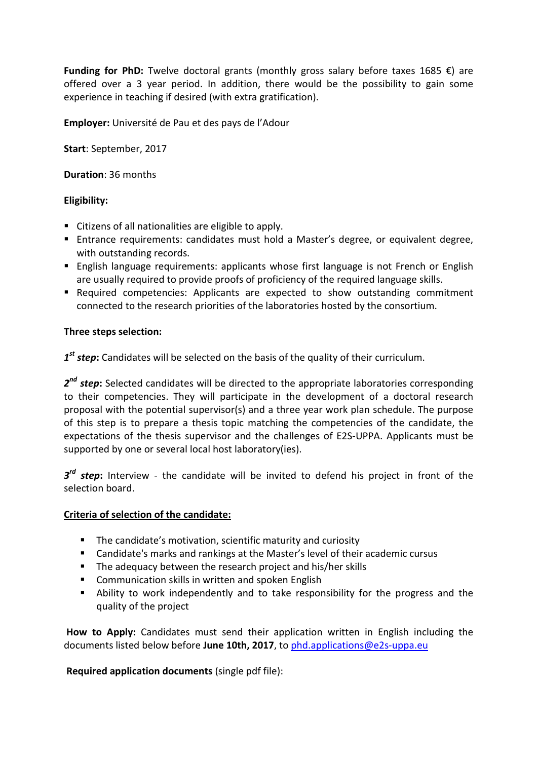**Funding for PhD:** Twelve doctoral grants (monthly gross salary before taxes 1685 €) are offered over a 3 year period. In addition, there would be the possibility to gain some experience in teaching if desired (with extra gratification).

**Employer:** Université de Pau et des pays de l'Adour

**Start**: September, 2017

**Duration**: 36 months

**Eligibility:**

- Citizens of all nationalities are eligible to apply.
- Entrance requirements: candidates must hold a Master's degree, or equivalent degree, with outstanding records.
- English language requirements: applicants whose first language is not French or English are usually required to provide proofs of proficiency of the required language skills.
- Required competencies: Applicants are expected to show outstanding commitment connected to the research priorities of the laboratories hosted by the consortium.

**Three steps selection:**

***1st step*:** Candidates will be selected on the basis of the quality of their curriculum.

***2nd step*:** Selected candidates will be directed to the appropriate laboratories corresponding to their competencies. They will participate in the development of a doctoral research proposal with the potential supervisor(s) and a three year work plan schedule. The purpose of this step is to prepare a thesis topic matching the competencies of the candidate, the expectations of the thesis supervisor and the challenges of E2S-UPPA. Applicants must be supported by one or several local host laboratory(ies).

***3rd step*:** Interview - the candidate will be invited to defend his project in front of the selection board.

**Criteria of selection of the candidate:**

- The candidate's motivation, scientific maturity and curiosity
- Candidate's marks and rankings at the Master's level of their academic cursus
- The adequacy between the research project and his/her skills
- Communication skills in written and spoken English
- Ability to work independently and to take responsibility for the progress and the quality of the project

**How to Apply:** Candidates must send their application written in English including the documents listed below before **June 10th, 2017**, to phd.applications@e2s-uppa.eu

**Required application documents** (single pdf file):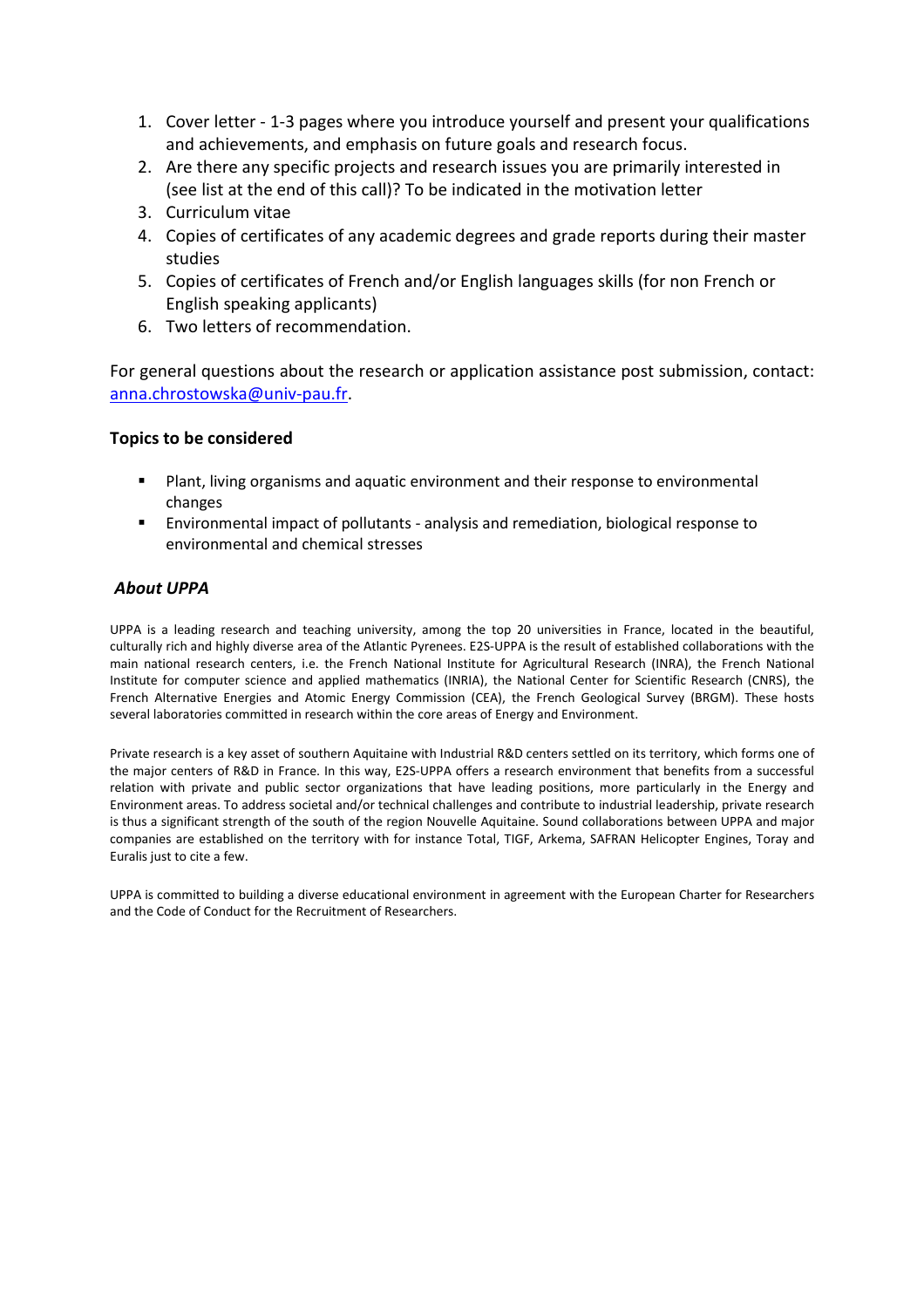1. Cover letter - 1-3 pages where you introduce yourself and present your qualifications and achievements, and emphasis on future goals and research focus.
2. Are there any specific projects and research issues you are primarily interested in (see list at the end of this call)? To be indicated in the motivation letter
3. Curriculum vitae
4. Copies of certificates of any academic degrees and grade reports during their master studies
5. Copies of certificates of French and/or English languages skills (for non French or English speaking applicants)
6. Two letters of recommendation.

For general questions about the research or application assistance post submission, contact: anna.chrostowska@univ-pau.fr.

**Topics to be considered**

- Plant, living organisms and aquatic environment and their response to environmental changes
- Environmental impact of pollutants - analysis and remediation, biological response to environmental and chemical stresses

***About UPPA***

UPPA is a leading research and teaching university, among the top 20 universities in France, located in the beautiful, culturally rich and highly diverse area of the Atlantic Pyrenees. E2S-UPPA is the result of established collaborations with the main national research centers, i.e. the French National Institute for Agricultural Research (INRA), the French National Institute for computer science and applied mathematics (INRIA), the National Center for Scientific Research (CNRS), the French Alternative Energies and Atomic Energy Commission (CEA), the French Geological Survey (BRGM). These hosts several laboratories committed in research within the core areas of Energy and Environment.

Private research is a key asset of southern Aquitaine with Industrial R&D centers settled on its territory, which forms one of the major centers of R&D in France. In this way, E2S-UPPA offers a research environment that benefits from a successful relation with private and public sector organizations that have leading positions, more particularly in the Energy and Environment areas. To address societal and/or technical challenges and contribute to industrial leadership, private research is thus a significant strength of the south of the region Nouvelle Aquitaine. Sound collaborations between UPPA and major companies are established on the territory with for instance Total, TIGF, Arkema, SAFRAN Helicopter Engines, Toray and Euralis just to cite a few.

UPPA is committed to building a diverse educational environment in agreement with the European Charter for Researchers and the Code of Conduct for the Recruitment of Researchers.